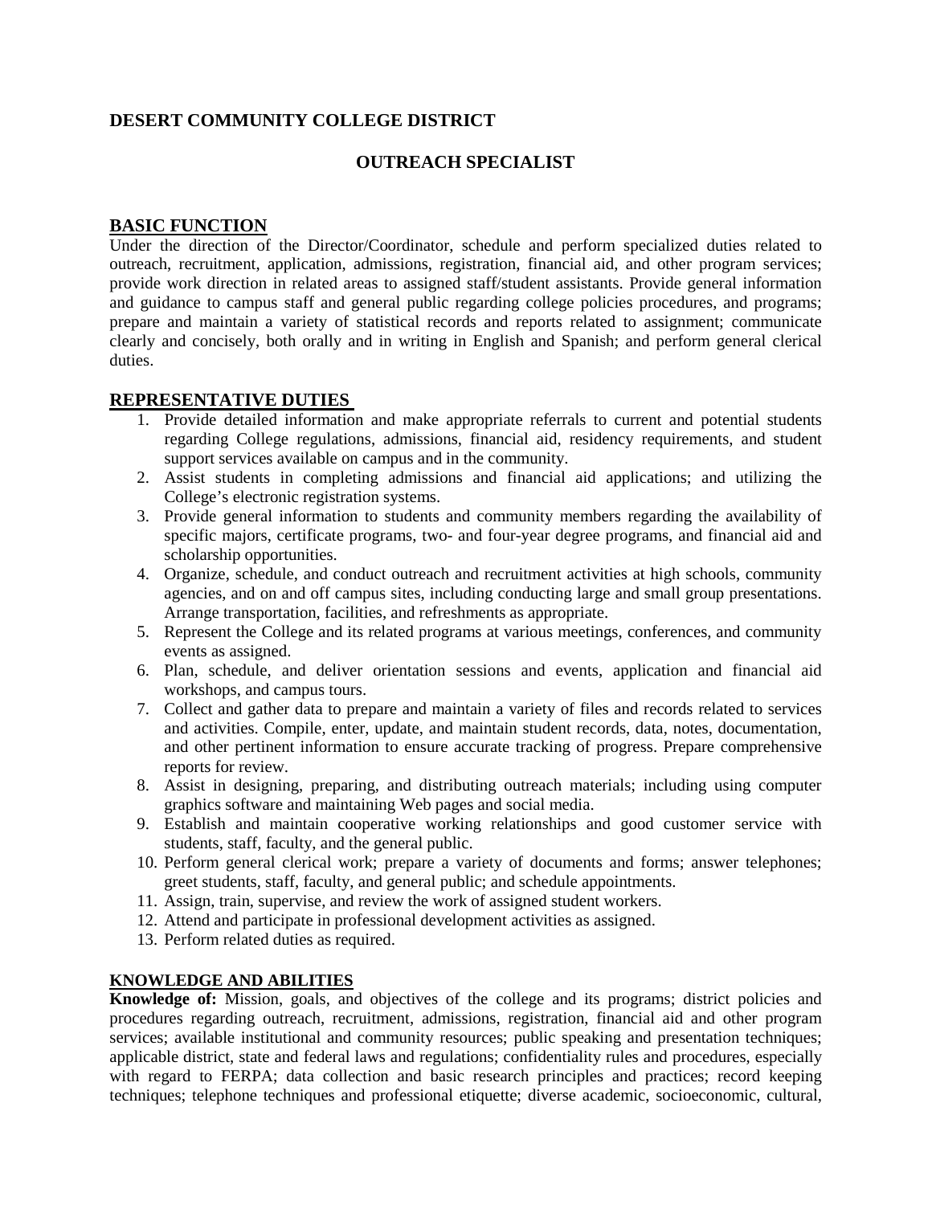# DESERT COMMUNITY COLLEGE DISTRICT

## OUTREACH SPECIALIST

## BASIC FUNCTION

Under the direction of the Director/Coordinator, schedule and perform specialized duties related to outreach, recruitment, application, admissions, registration, financial aid, and other program services; provide work direction in related areas to assigned staff/student assistants. Provide general information and guidance to campus staff and general public regarding college policies procedures, and programs; prepare and maintain a variety of statistical records and reports related to assignment; communicate clearly and concisely, both orally and in writing in English and Spanish; and perform general clerical duties.

## REPRESENTATIVE DUTIES

1. Provide detailed information and make appropriate referrals to current and potential students regarding College regulations, admissions, financial aid, residency requirements, and student support services available on campus and in the community.
2. Assist students in completing admissions and financial aid applications; and utilizing the College's electronic registration systems.
3. Provide general information to students and community members regarding the availability of specific majors, certificate programs, two- and four-year degree programs, and financial aid and scholarship opportunities.
4. Organize, schedule, and conduct outreach and recruitment activities at high schools, community agencies, and on and off campus sites, including conducting large and small group presentations. Arrange transportation, facilities, and refreshments as appropriate.
5. Represent the College and its related programs at various meetings, conferences, and community events as assigned.
6. Plan, schedule, and deliver orientation sessions and events, application and financial aid workshops, and campus tours.
7. Collect and gather data to prepare and maintain a variety of files and records related to services and activities. Compile, enter, update, and maintain student records, data, notes, documentation, and other pertinent information to ensure accurate tracking of progress. Prepare comprehensive reports for review.
8. Assist in designing, preparing, and distributing outreach materials; including using computer graphics software and maintaining Web pages and social media.
9. Establish and maintain cooperative working relationships and good customer service with students, staff, faculty, and the general public.
10. Perform general clerical work; prepare a variety of documents and forms; answer telephones; greet students, staff, faculty, and general public; and schedule appointments.
11. Assign, train, supervise, and review the work of assigned student workers.
12. Attend and participate in professional development activities as assigned.
13. Perform related duties as required.

### KNOWLEDGE AND ABILITIES

**Knowledge of:** Mission, goals, and objectives of the college and its programs; district policies and procedures regarding outreach, recruitment, admissions, registration, financial aid and other program services; available institutional and community resources; public speaking and presentation techniques; applicable district, state and federal laws and regulations; confidentiality rules and procedures, especially with regard to FERPA; data collection and basic research principles and practices; record keeping techniques; telephone techniques and professional etiquette; diverse academic, socioeconomic, cultural,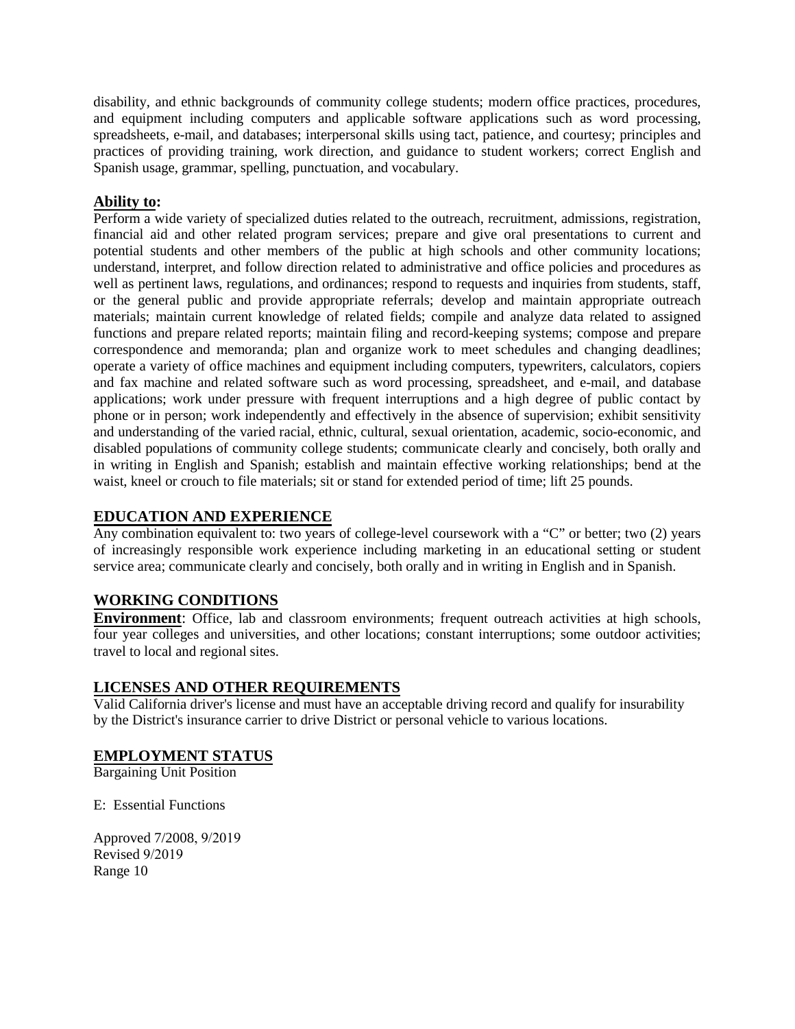disability, and ethnic backgrounds of community college students; modern office practices, procedures, and equipment including computers and applicable software applications such as word processing, spreadsheets, e-mail, and databases; interpersonal skills using tact, patience, and courtesy; principles and practices of providing training, work direction, and guidance to student workers; correct English and Spanish usage, grammar, spelling, punctuation, and vocabulary.

**Ability to:**

Perform a wide variety of specialized duties related to the outreach, recruitment, admissions, registration, financial aid and other related program services; prepare and give oral presentations to current and potential students and other members of the public at high schools and other community locations; understand, interpret, and follow direction related to administrative and office policies and procedures as well as pertinent laws, regulations, and ordinances; respond to requests and inquiries from students, staff, or the general public and provide appropriate referrals; develop and maintain appropriate outreach materials; maintain current knowledge of related fields; compile and analyze data related to assigned functions and prepare related reports; maintain filing and record-keeping systems; compose and prepare correspondence and memoranda; plan and organize work to meet schedules and changing deadlines; operate a variety of office machines and equipment including computers, typewriters, calculators, copiers and fax machine and related software such as word processing, spreadsheet, and e-mail, and database applications; work under pressure with frequent interruptions and a high degree of public contact by phone or in person; work independently and effectively in the absence of supervision; exhibit sensitivity and understanding of the varied racial, ethnic, cultural, sexual orientation, academic, socio-economic, and disabled populations of community college students; communicate clearly and concisely, both orally and in writing in English and Spanish; establish and maintain effective working relationships; bend at the waist, kneel or crouch to file materials; sit or stand for extended period of time; lift 25 pounds.

## EDUCATION AND EXPERIENCE

Any combination equivalent to: two years of college-level coursework with a "C" or better; two (2) years of increasingly responsible work experience including marketing in an educational setting or student service area; communicate clearly and concisely, both orally and in writing in English and in Spanish.

## WORKING CONDITIONS

**Environment**: Office, lab and classroom environments; frequent outreach activities at high schools, four year colleges and universities, and other locations; constant interruptions; some outdoor activities; travel to local and regional sites.

## LICENSES AND OTHER REQUIREMENTS

Valid California driver's license and must have an acceptable driving record and qualify for insurability by the District's insurance carrier to drive District or personal vehicle to various locations.

## EMPLOYMENT STATUS

Bargaining Unit Position

E: Essential Functions

Approved 7/2008, 9/2019
Revised 9/2019
Range 10